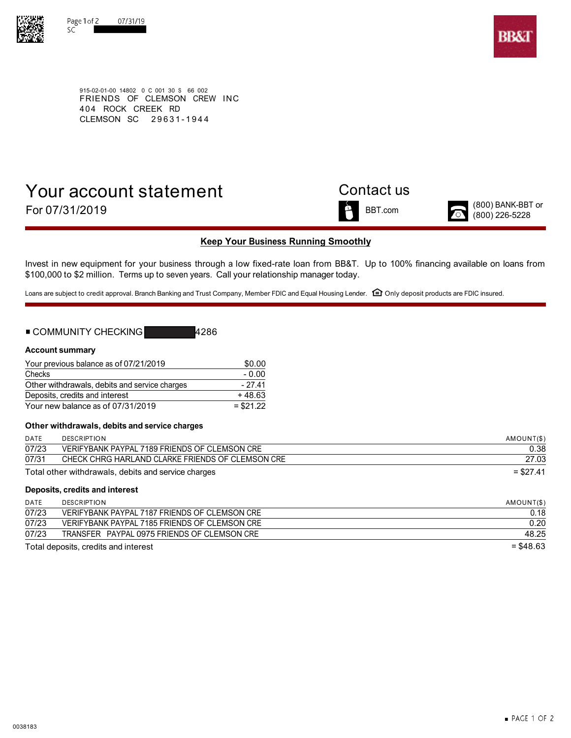Page 1 of 2 07/31/19
SC

BB&T

915-02-01-00 14802 0 C 001 30 S 66 002
FRIENDS OF CLEMSON CREW INC
404 ROCK CREEK RD
CLEMSON SC 29631-1944

# Your account statement

For 07/31/2019

## Contact us

BBT.com

(800) BANK-BBT or (800) 226-5228

**Keep Your Business Running Smoothly**

Invest in new equipment for your business through a low fixed-rate loan from BB&T. Up to 100% financing available on loans from $100,000 to $2 million. Terms up to seven years. Call your relationship manager today.

Loans are subject to credit approval. Branch Banking and Trust Company, Member FDIC and Equal Housing Lender. Only deposit products are FDIC insured.

## COMMUNITY CHECKING 4286

**Account summary**

| | |
|---|---|
| Your previous balance as of 07/21/2019 | $0.00 |
| Checks | - 0.00 |
| Other withdrawals, debits and service charges | - 27.41 |
| Deposits, credits and interest | + 48.63 |
| Your new balance as of 07/31/2019 | = $21.22 |

**Other withdrawals, debits and service charges**

| DATE | DESCRIPTION | AMOUNT($) |
|---|---|---|
| 07/23 | VERIFYBANK PAYPAL 7189 FRIENDS OF CLEMSON CRE | 0.38 |
| 07/31 | CHECK CHRG HARLAND CLARKE FRIENDS OF CLEMSON CRE | 27.03 |
| Total other withdrawals, debits and service charges | | = $27.41 |

**Deposits, credits and interest**

| DATE | DESCRIPTION | AMOUNT($) |
|---|---|---|
| 07/23 | VERIFYBANK PAYPAL 7187 FRIENDS OF CLEMSON CRE | 0.18 |
| 07/23 | VERIFYBANK PAYPAL 7185 FRIENDS OF CLEMSON CRE | 0.20 |
| 07/23 | TRANSFER PAYPAL 0975 FRIENDS OF CLEMSON CRE | 48.25 |
| Total deposits, credits and interest | | = $48.63 |

0038183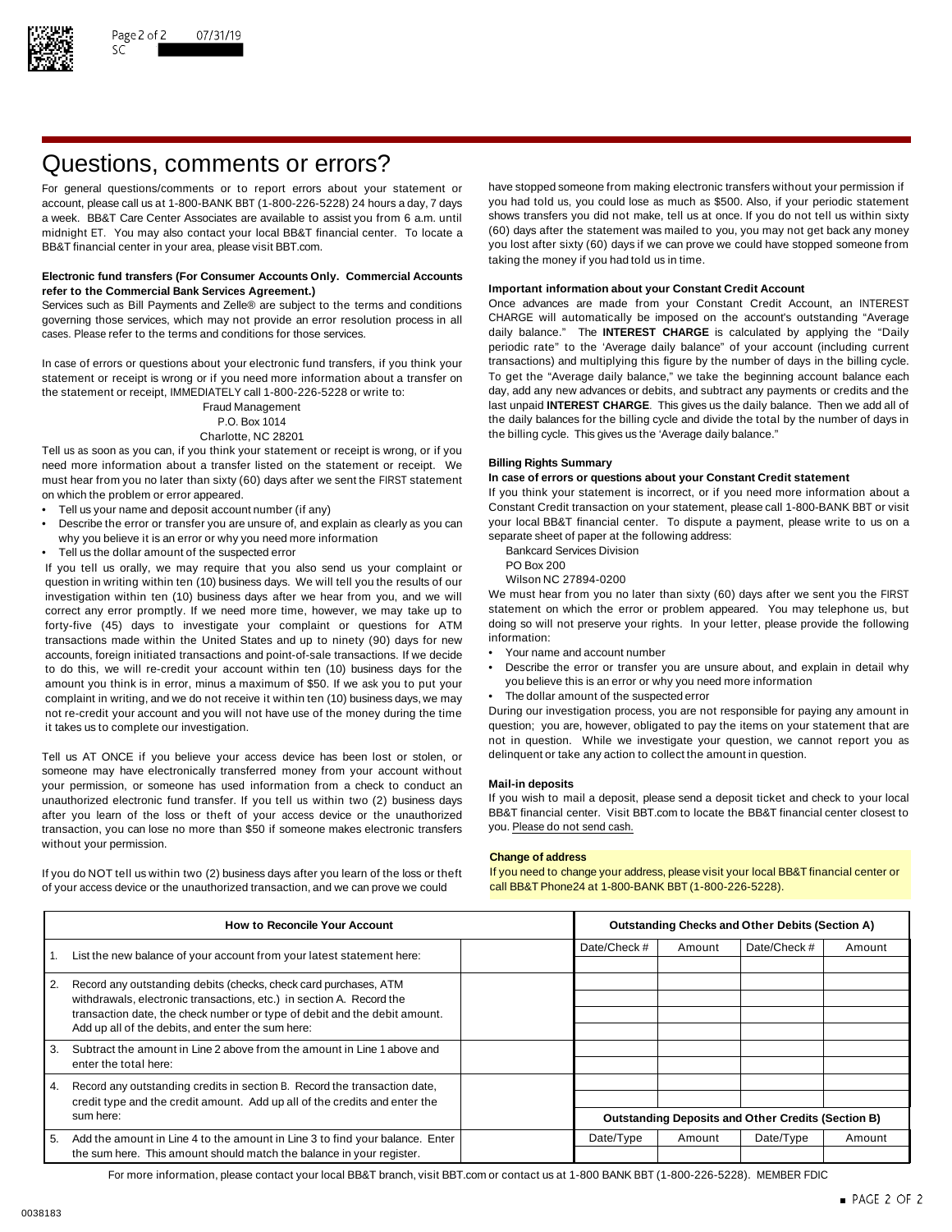# Questions, comments or errors?

For general questions/comments or to report errors about your statement or account, please call us at 1-800-BANK BBT (1-800-226-5228) 24 hours a day, 7 days a week. BB&T Care Center Associates are available to assist you from 6 a.m. until midnight ET. You may also contact your local BB&T financial center. To locate a BB&T financial center in your area, please visit BBT.com.

**Electronic fund transfers (For Consumer Accounts Only. Commercial Accounts refer to the Commercial Bank Services Agreement.)**

Services such as Bill Payments and Zelle® are subject to the terms and conditions governing those services, which may not provide an error resolution process in all cases. Please refer to the terms and conditions for those services.

In case of errors or questions about your electronic fund transfers, if you think your statement or receipt is wrong or if you need more information about a transfer on the statement or receipt, IMMEDIATELY call 1-800-226-5228 or write to:

Fraud Management
P.O. Box 1014
Charlotte, NC 28201

Tell us as soon as you can, if you think your statement or receipt is wrong, or if you need more information about a transfer listed on the statement or receipt. We must hear from you no later than sixty (60) days after we sent the FIRST statement on which the problem or error appeared.

- Tell us your name and deposit account number (if any)
- Describe the error or transfer you are unsure of, and explain as clearly as you can why you believe it is an error or why you need more information
- Tell us the dollar amount of the suspected error

If you tell us orally, we may require that you also send us your complaint or question in writing within ten (10) business days. We will tell you the results of our investigation within ten (10) business days after we hear from you, and we will correct any error promptly. If we need more time, however, we may take up to forty-five (45) days to investigate your complaint or questions for ATM transactions made within the United States and up to ninety (90) days for new accounts, foreign initiated transactions and point-of-sale transactions. If we decide to do this, we will re-credit your account within ten (10) business days for the amount you think is in error, minus a maximum of $50. If we ask you to put your complaint in writing, and we do not receive it within ten (10) business days, we may not re-credit your account and you will not have use of the money during the time it takes us to complete our investigation.

Tell us AT ONCE if you believe your access device has been lost or stolen, or someone may have electronically transferred money from your account without your permission, or someone has used information from a check to conduct an unauthorized electronic fund transfer. If you tell us within two (2) business days after you learn of the loss or theft of your access device or the unauthorized transaction, you can lose no more than $50 if someone makes electronic transfers without your permission.

If you do NOT tell us within two (2) business days after you learn of the loss or theft of your access device or the unauthorized transaction, and we can prove we could have stopped someone from making electronic transfers without your permission if you had told us, you could lose as much as $500. Also, if your periodic statement shows transfers you did not make, tell us at once. If you do not tell us within sixty (60) days after the statement was mailed to you, you may not get back any money you lost after sixty (60) days if we can prove we could have stopped someone from taking the money if you had told us in time.

**Important information about your Constant Credit Account**

Once advances are made from your Constant Credit Account, an INTEREST CHARGE will automatically be imposed on the account's outstanding "Average daily balance." The **INTEREST CHARGE** is calculated by applying the "Daily periodic rate" to the 'Average daily balance" of your account (including current transactions) and multiplying this figure by the number of days in the billing cycle. To get the "Average daily balance," we take the beginning account balance each day, add any new advances or debits, and subtract any payments or credits and the last unpaid **INTEREST CHARGE**. This gives us the daily balance. Then we add all of the daily balances for the billing cycle and divide the total by the number of days in the billing cycle. This gives us the 'Average daily balance."

**Billing Rights Summary**

**In case of errors or questions about your Constant Credit statement**

If you think your statement is incorrect, or if you need more information about a Constant Credit transaction on your statement, please call 1-800-BANK BBT or visit your local BB&T financial center. To dispute a payment, please write to us on a separate sheet of paper at the following address:

Bankcard Services Division
PO Box 200
Wilson NC 27894-0200

We must hear from you no later than sixty (60) days after we sent you the FIRST statement on which the error or problem appeared. You may telephone us, but doing so will not preserve your rights. In your letter, please provide the following information:

- Your name and account number
- Describe the error or transfer you are unsure about, and explain in detail why you believe this is an error or why you need more information
- The dollar amount of the suspected error

During our investigation process, you are not responsible for paying any amount in question; you are, however, obligated to pay the items on your statement that are not in question. While we investigate your question, we cannot report you as delinquent or take any action to collect the amount in question.

**Mail-in deposits**

If you wish to mail a deposit, please send a deposit ticket and check to your local BB&T financial center. Visit BBT.com to locate the BB&T financial center closest to you. Please do not send cash.

**Change of address**

If you need to change your address, please visit your local BB&T financial center or call BB&T Phone24 at 1-800-BANK BBT (1-800-226-5228).

| | How to Reconcile Your Account | |
|---|---|---|
| 1. | List the new balance of your account from your latest statement here: | |
| 2. | Record any outstanding debits (checks, check card purchases, ATM withdrawals, electronic transactions, etc.) in section A. Record the transaction date, the check number or type of debit and the debit amount. Add up all of the debits, and enter the sum here: | |
| 3. | Subtract the amount in Line 2 above from the amount in Line 1 above and enter the total here: | |
| 4. | Record any outstanding credits in section B. Record the transaction date, credit type and the credit amount. Add up all of the credits and enter the sum here: | |
| 5. | Add the amount in Line 4 to the amount in Line 3 to find your balance. Enter the sum here. This amount should match the balance in your register. | |

**Outstanding Checks and Other Debits (Section A)**

| Date/Check # | Amount | Date/Check # | Amount |
|---|---|---|---|
| | | | |
| | | | |
| | | | |
| | | | |
| | | | |
| | | | |
| | | | |
| | | | |
| | | | |

**Outstanding Deposits and Other Credits (Section B)**

| Date/Type | Amount | Date/Type | Amount |
|---|---|---|---|
| | | | |

For more information, please contact your local BB&T branch, visit BBT.com or contact us at 1-800 BANK BBT (1-800-226-5228). MEMBER FDIC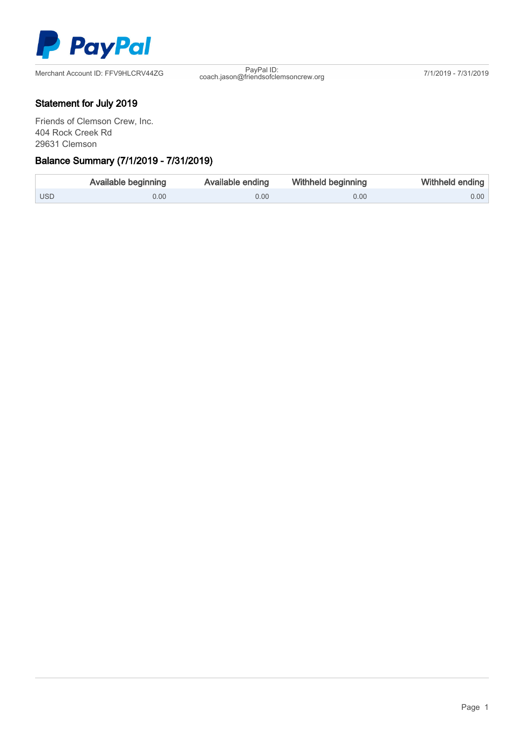Merchant Account ID: FFV9HLCRV44ZG

PayPal ID: coach.jason@friendsofclemsoncrew.org

7/1/2019 - 7/31/2019

## Statement for July 2019

Friends of Clemson Crew, Inc.
404 Rock Creek Rd
29631 Clemson

## Balance Summary (7/1/2019 - 7/31/2019)

| | Available beginning | Available ending | Withheld beginning | Withheld ending |
|---|---|---|---|---|
| USD | 0.00 | 0.00 | 0.00 | 0.00 |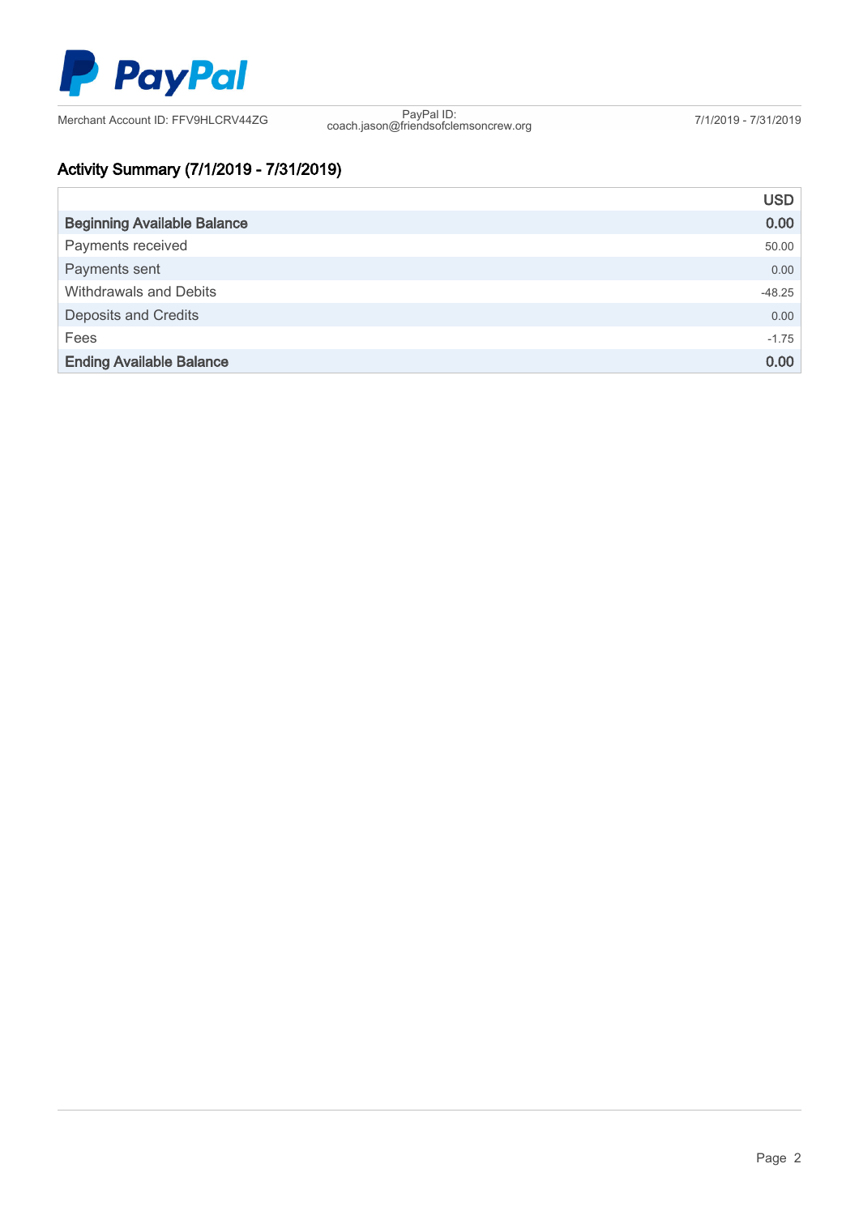PayPal

Merchant Account ID: FFV9HLCRV44ZG

PayPal ID: coach.jason@friendsofclemsoncrew.org

7/1/2019 - 7/31/2019

## Activity Summary (7/1/2019 - 7/31/2019)

| | USD |
|---|---|
| **Beginning Available Balance** | **0.00** |
| Payments received | 50.00 |
| Payments sent | 0.00 |
| Withdrawals and Debits | -48.25 |
| Deposits and Credits | 0.00 |
| Fees | -1.75 |
| **Ending Available Balance** | **0.00** |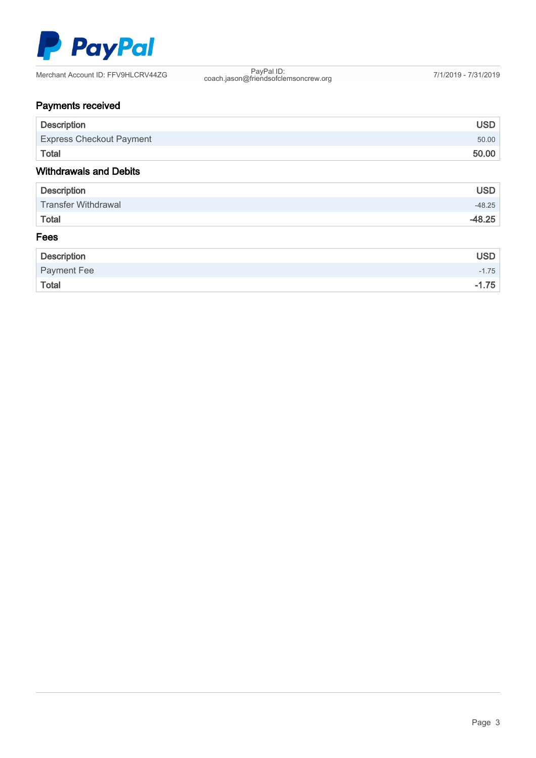Merchant Account ID: FFV9HLCRV44ZG

PayPal ID: coach.jason@friendsofclemsoncrew.org

7/1/2019 - 7/31/2019

## Payments received

| Description | USD |
|---|---|
| Express Checkout Payment | 50.00 |
| **Total** | **50.00** |

## Withdrawals and Debits

| Description | USD |
|---|---|
| Transfer Withdrawal | -48.25 |
| **Total** | **-48.25** |

## Fees

| Description | USD |
|---|---|
| Payment Fee | -1.75 |
| **Total** | **-1.75** |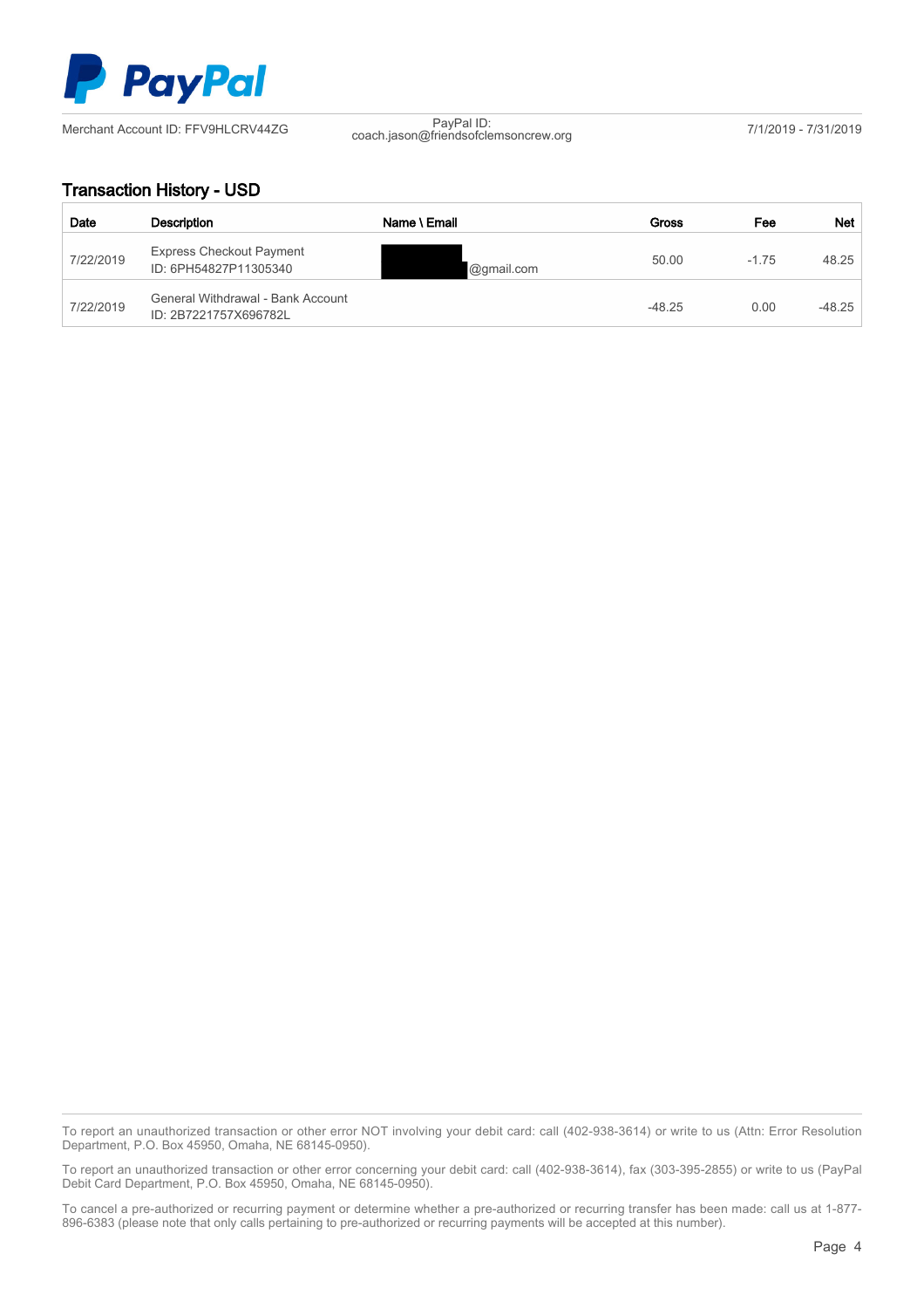Merchant Account ID: FFV9HLCRV44ZG

PayPal ID:
coach.jason@friendsofclemsoncrew.org

7/1/2019 - 7/31/2019

## Transaction History - USD

| Date | Description | Name \ Email | Gross | Fee | Net |
|---|---|---|---|---|---|
| 7/22/2019 | Express Checkout Payment<br>ID: 6PH54827P11305340 | @gmail.com | 50.00 | -1.75 | 48.25 |
| 7/22/2019 | General Withdrawal - Bank Account<br>ID: 2B7221757X696782L | | -48.25 | 0.00 | -48.25 |

To report an unauthorized transaction or other error NOT involving your debit card: call (402-938-3614) or write to us (Attn: Error Resolution Department, P.O. Box 45950, Omaha, NE 68145-0950).

To report an unauthorized transaction or other error concerning your debit card: call (402-938-3614), fax (303-395-2855) or write to us (PayPal Debit Card Department, P.O. Box 45950, Omaha, NE 68145-0950).

To cancel a pre-authorized or recurring payment or determine whether a pre-authorized or recurring transfer has been made: call us at 1-877-896-6383 (please note that only calls pertaining to pre-authorized or recurring payments will be accepted at this number).